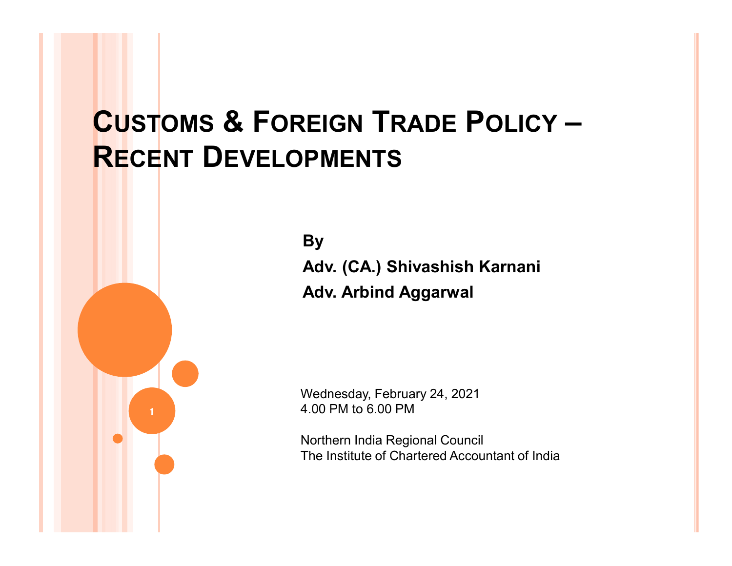# CUSTOMS & FOREIGN TRADE POLICY – RECENT DEVELOPMENTS

**By**

**Adv. (CA.) Shivashish Karnani**

**Adv. Arbind Aggarwal**

Wednesday, February 24, 2021
4.00 PM to 6.00 PM

Northern India Regional Council
The Institute of Chartered Accountant of India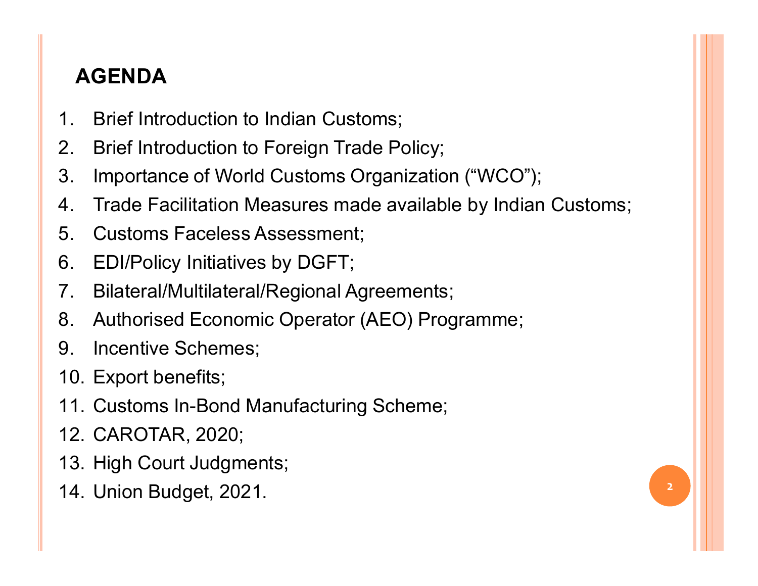## AGENDA

1. Brief Introduction to Indian Customs;
2. Brief Introduction to Foreign Trade Policy;
3. Importance of World Customs Organization ("WCO");
4. Trade Facilitation Measures made available by Indian Customs;
5. Customs Faceless Assessment;
6. EDI/Policy Initiatives by DGFT;
7. Bilateral/Multilateral/Regional Agreements;
8. Authorised Economic Operator (AEO) Programme;
9. Incentive Schemes;
10. Export benefits;
11. Customs In-Bond Manufacturing Scheme;
12. CAROTAR, 2020;
13. High Court Judgments;
14. Union Budget, 2021.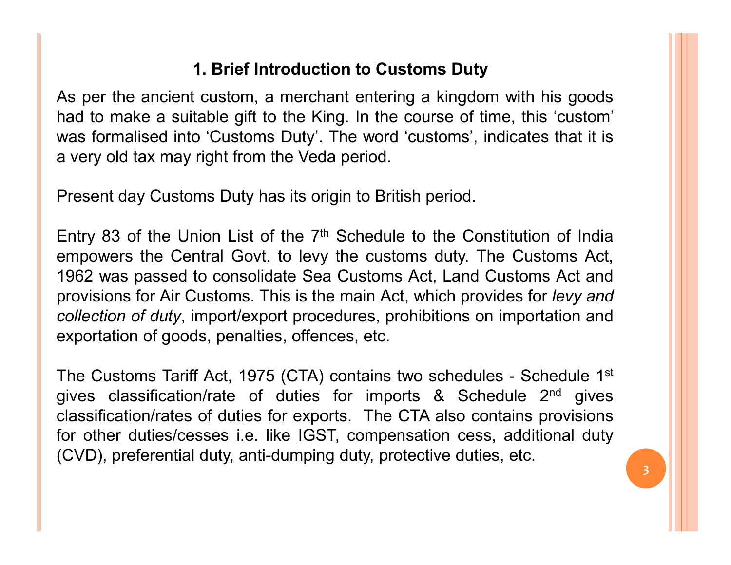# 1. Brief Introduction to Customs Duty

As per the ancient custom, a merchant entering a kingdom with his goods had to make a suitable gift to the King. In the course of time, this 'custom' was formalised into 'Customs Duty'. The word 'customs', indicates that it is a very old tax may right from the Veda period.

Present day Customs Duty has its origin to British period.

Entry 83 of the Union List of the 7th Schedule to the Constitution of India empowers the Central Govt. to levy the customs duty. The Customs Act, 1962 was passed to consolidate Sea Customs Act, Land Customs Act and provisions for Air Customs. This is the main Act, which provides for *levy and collection of duty*, import/export procedures, prohibitions on importation and exportation of goods, penalties, offences, etc.

The Customs Tariff Act, 1975 (CTA) contains two schedules - Schedule 1st gives classification/rate of duties for imports & Schedule 2nd gives classification/rates of duties for exports. The CTA also contains provisions for other duties/cesses i.e. like IGST, compensation cess, additional duty (CVD), preferential duty, anti-dumping duty, protective duties, etc.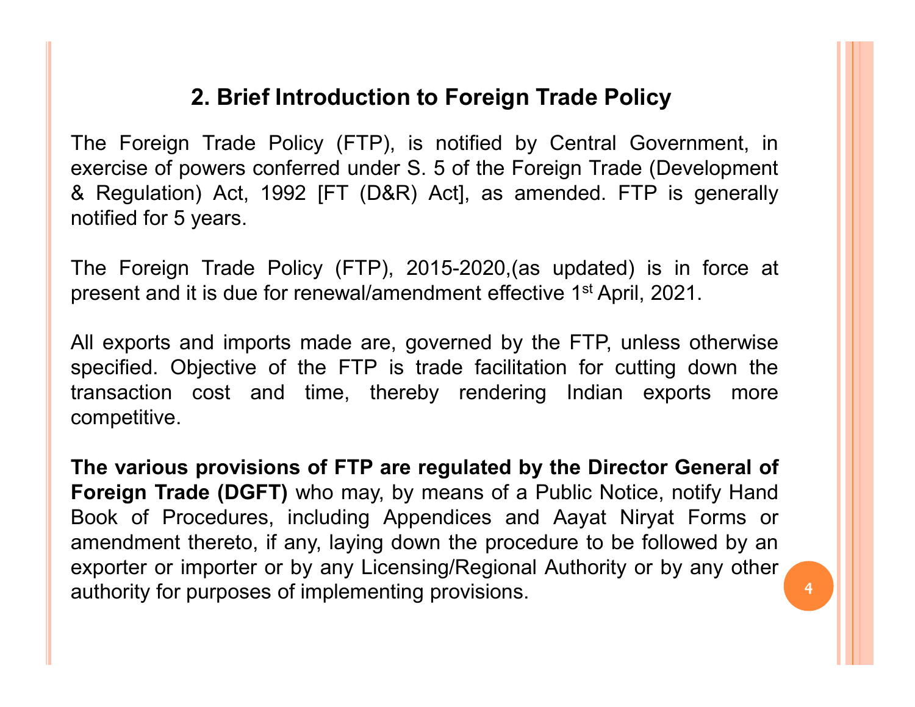## 2. Brief Introduction to Foreign Trade Policy

The Foreign Trade Policy (FTP), is notified by Central Government, in exercise of powers conferred under S. 5 of the Foreign Trade (Development & Regulation) Act, 1992 [FT (D&R) Act], as amended. FTP is generally notified for 5 years.

The Foreign Trade Policy (FTP), 2015-2020,(as updated) is in force at present and it is due for renewal/amendment effective 1st April, 2021.

All exports and imports made are, governed by the FTP, unless otherwise specified. Objective of the FTP is trade facilitation for cutting down the transaction cost and time, thereby rendering Indian exports more competitive.

**The various provisions of FTP are regulated by the Director General of Foreign Trade (DGFT)** who may, by means of a Public Notice, notify Hand Book of Procedures, including Appendices and Aayat Niryat Forms or amendment thereto, if any, laying down the procedure to be followed by an exporter or importer or by any Licensing/Regional Authority or by any other authority for purposes of implementing provisions.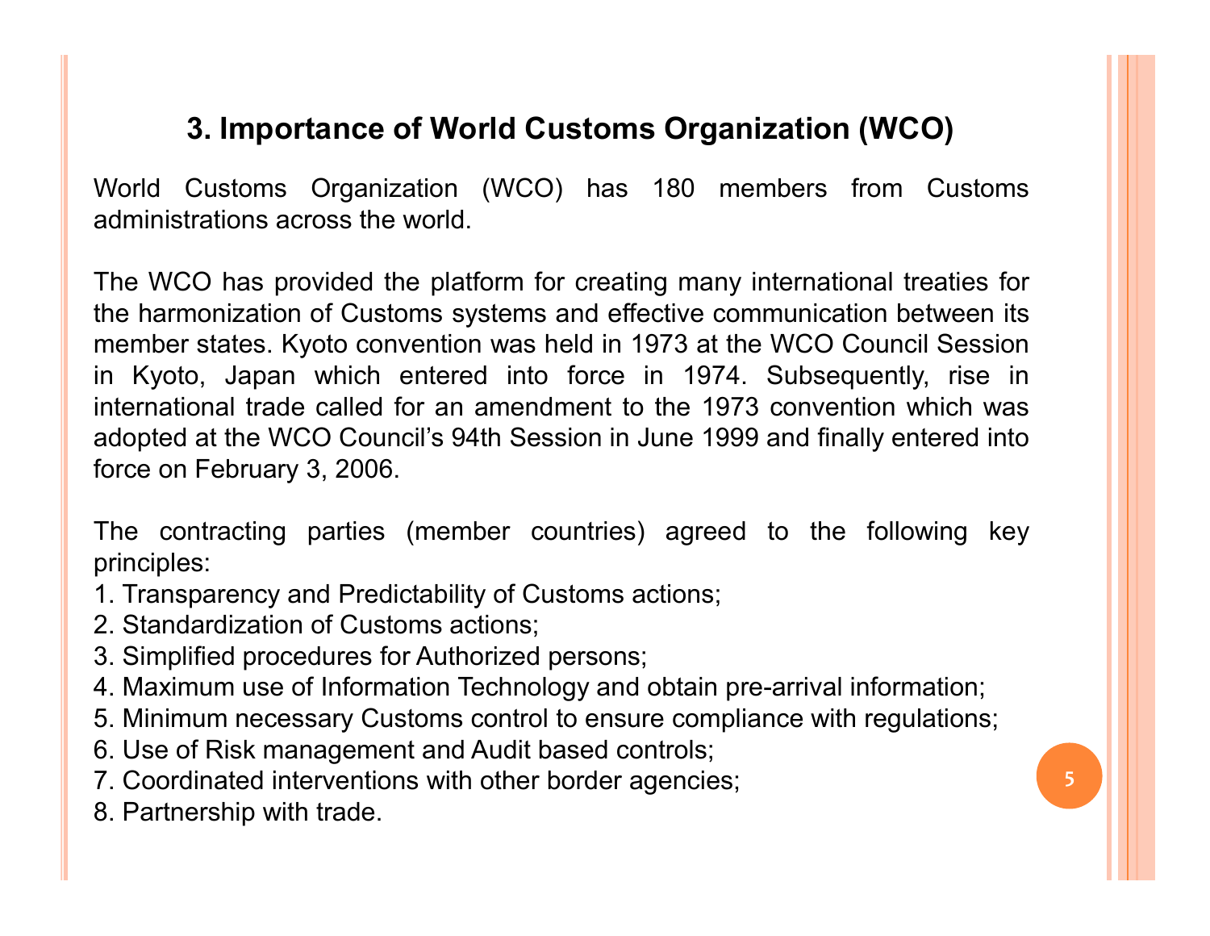## 3. Importance of World Customs Organization (WCO)

World Customs Organization (WCO) has 180 members from Customs administrations across the world.

The WCO has provided the platform for creating many international treaties for the harmonization of Customs systems and effective communication between its member states. Kyoto convention was held in 1973 at the WCO Council Session in Kyoto, Japan which entered into force in 1974. Subsequently, rise in international trade called for an amendment to the 1973 convention which was adopted at the WCO Council's 94th Session in June 1999 and finally entered into force on February 3, 2006.

The contracting parties (member countries) agreed to the following key principles:

1. Transparency and Predictability of Customs actions;
2. Standardization of Customs actions;
3. Simplified procedures for Authorized persons;
4. Maximum use of Information Technology and obtain pre-arrival information;
5. Minimum necessary Customs control to ensure compliance with regulations;
6. Use of Risk management and Audit based controls;
7. Coordinated interventions with other border agencies;
8. Partnership with trade.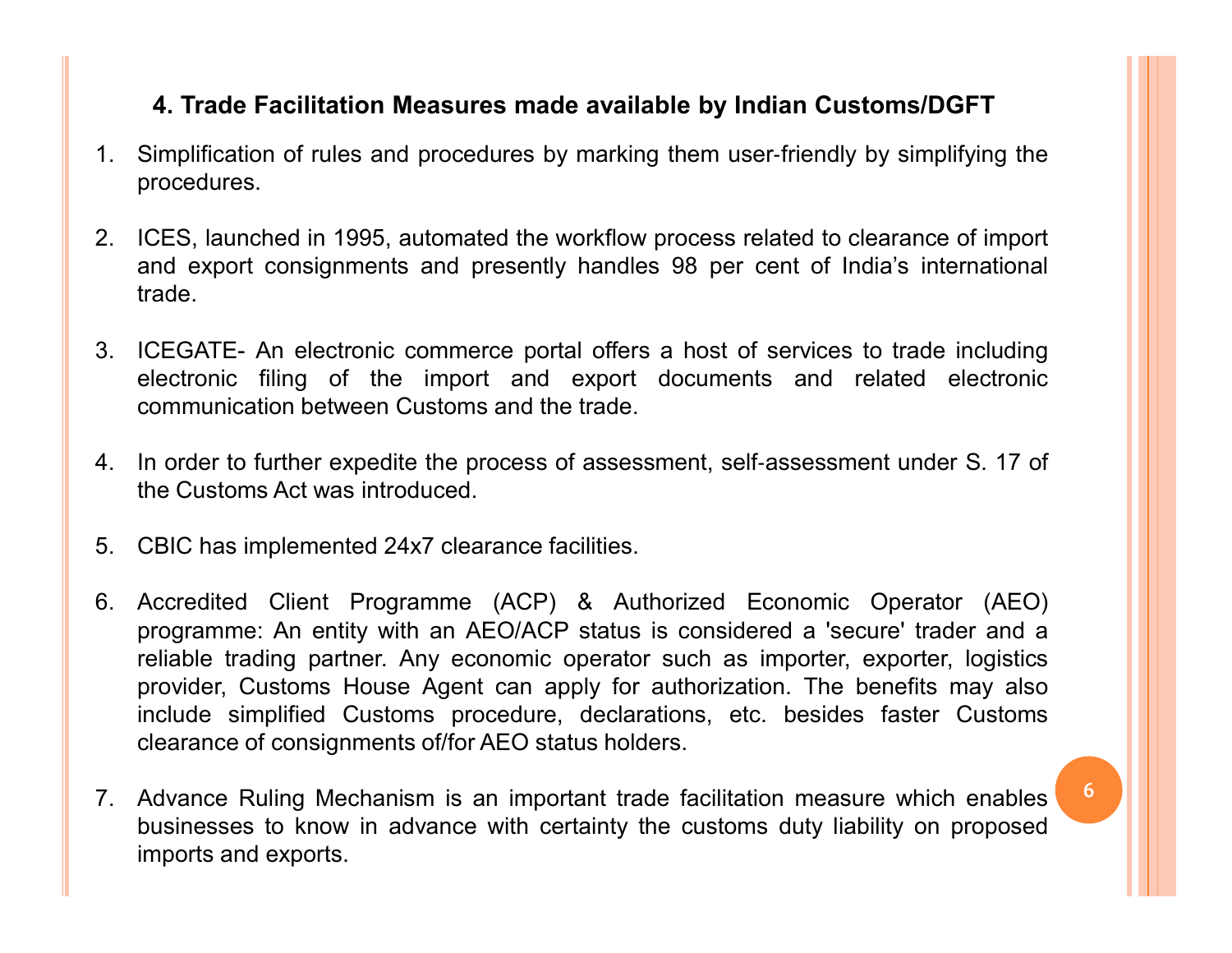## 4. Trade Facilitation Measures made available by Indian Customs/DGFT

1. Simplification of rules and procedures by marking them user-friendly by simplifying the procedures.

2. ICES, launched in 1995, automated the workflow process related to clearance of import and export consignments and presently handles 98 per cent of India's international trade.

3. ICEGATE- An electronic commerce portal offers a host of services to trade including electronic filing of the import and export documents and related electronic communication between Customs and the trade.

4. In order to further expedite the process of assessment, self-assessment under S. 17 of the Customs Act was introduced.

5. CBIC has implemented 24x7 clearance facilities.

6. Accredited Client Programme (ACP) & Authorized Economic Operator (AEO) programme: An entity with an AEO/ACP status is considered a 'secure' trader and a reliable trading partner. Any economic operator such as importer, exporter, logistics provider, Customs House Agent can apply for authorization. The benefits may also include simplified Customs procedure, declarations, etc. besides faster Customs clearance of consignments of/for AEO status holders.

7. Advance Ruling Mechanism is an important trade facilitation measure which enables businesses to know in advance with certainty the customs duty liability on proposed imports and exports.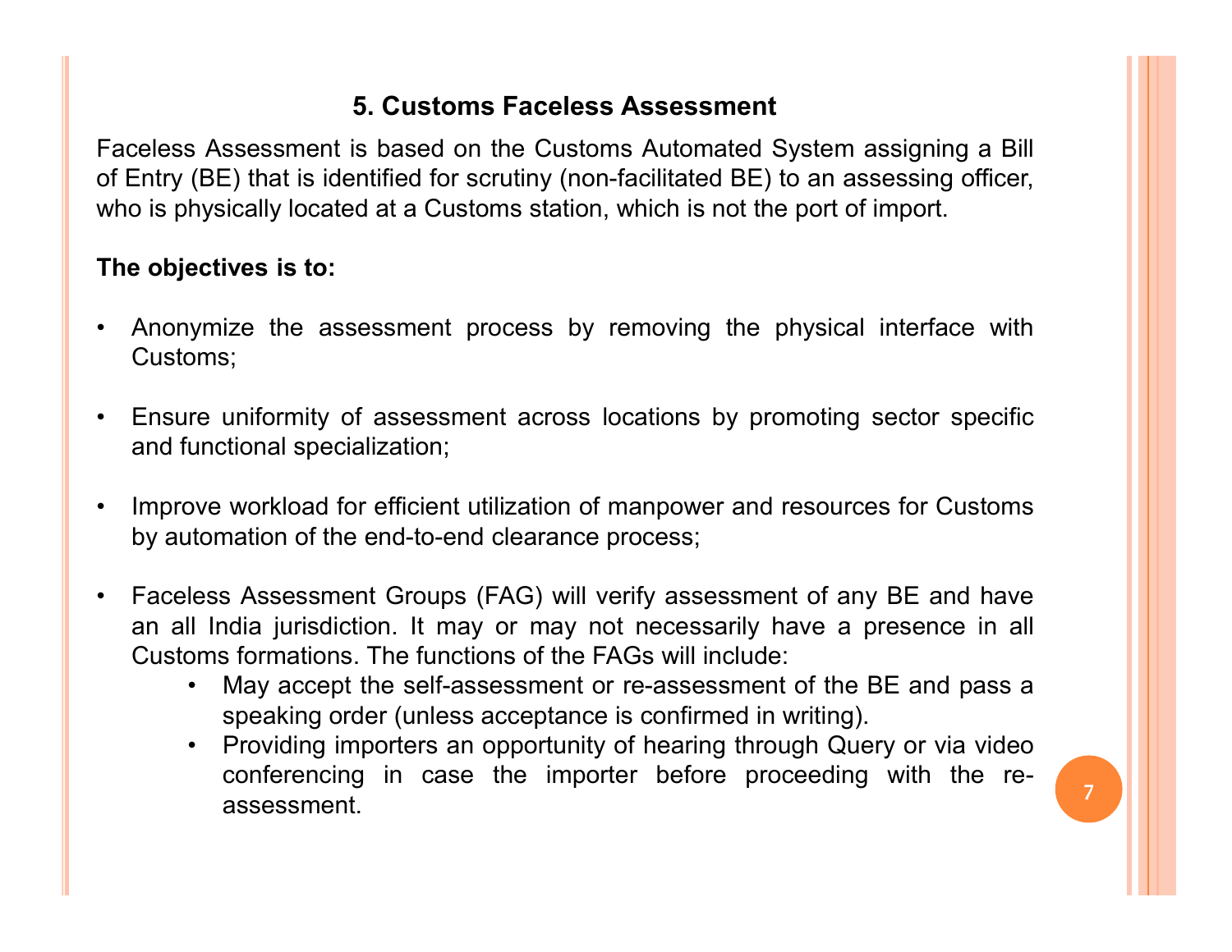## 5. Customs Faceless Assessment

Faceless Assessment is based on the Customs Automated System assigning a Bill of Entry (BE) that is identified for scrutiny (non-facilitated BE) to an assessing officer, who is physically located at a Customs station, which is not the port of import.

**The objectives is to:**

- Anonymize the assessment process by removing the physical interface with Customs;
- Ensure uniformity of assessment across locations by promoting sector specific and functional specialization;
- Improve workload for efficient utilization of manpower and resources for Customs by automation of the end-to-end clearance process;
- Faceless Assessment Groups (FAG) will verify assessment of any BE and have an all India jurisdiction. It may or may not necessarily have a presence in all Customs formations. The functions of the FAGs will include:
  - May accept the self-assessment or re-assessment of the BE and pass a speaking order (unless acceptance is confirmed in writing).
  - Providing importers an opportunity of hearing through Query or via video conferencing in case the importer before proceeding with the re-assessment.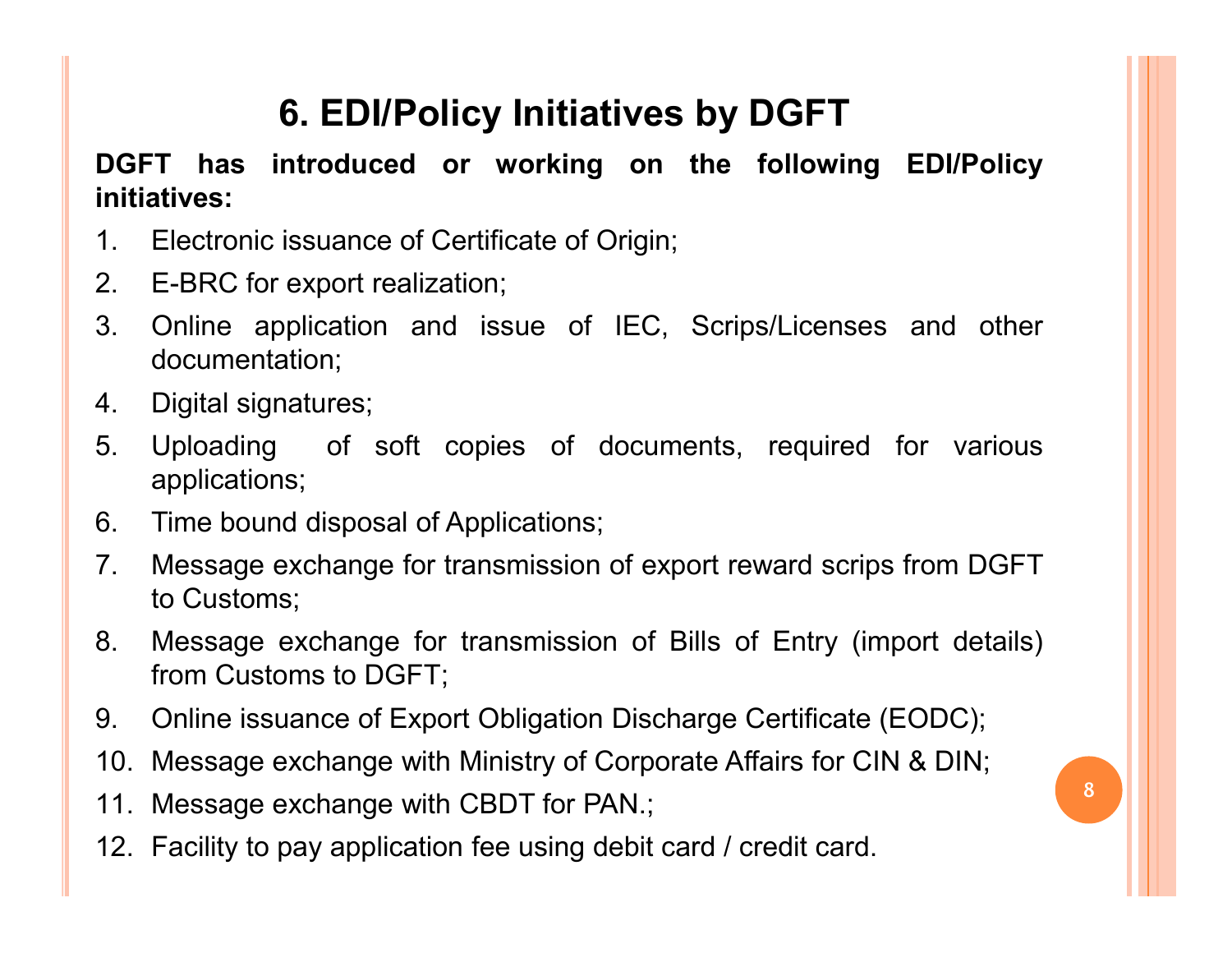# 6. EDI/Policy Initiatives by DGFT

**DGFT has introduced or working on the following EDI/Policy initiatives:**

1. Electronic issuance of Certificate of Origin;
2. E-BRC for export realization;
3. Online application and issue of IEC, Scrips/Licenses and other documentation;
4. Digital signatures;
5. Uploading of soft copies of documents, required for various applications;
6. Time bound disposal of Applications;
7. Message exchange for transmission of export reward scrips from DGFT to Customs;
8. Message exchange for transmission of Bills of Entry (import details) from Customs to DGFT;
9. Online issuance of Export Obligation Discharge Certificate (EODC);
10. Message exchange with Ministry of Corporate Affairs for CIN & DIN;
11. Message exchange with CBDT for PAN.;
12. Facility to pay application fee using debit card / credit card.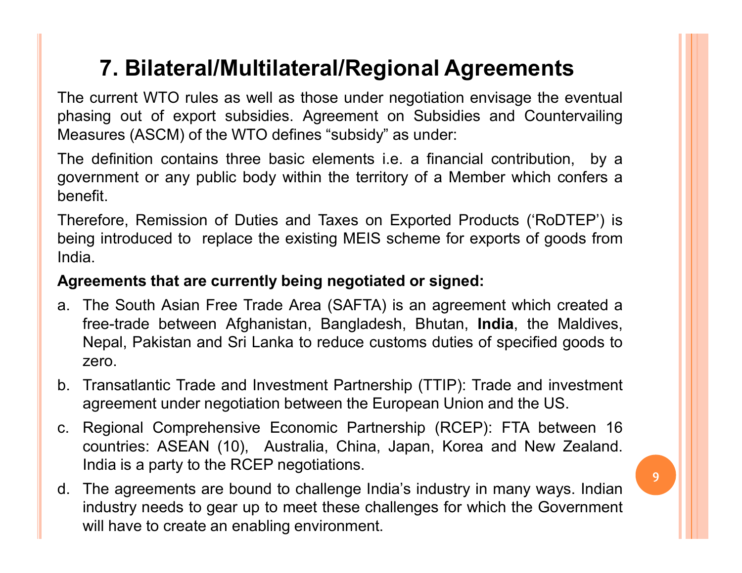# 7. Bilateral/Multilateral/Regional Agreements

The current WTO rules as well as those under negotiation envisage the eventual phasing out of export subsidies. Agreement on Subsidies and Countervailing Measures (ASCM) of the WTO defines "subsidy" as under:

The definition contains three basic elements i.e. a financial contribution, by a government or any public body within the territory of a Member which confers a benefit.

Therefore, Remission of Duties and Taxes on Exported Products ('RoDTEP') is being introduced to replace the existing MEIS scheme for exports of goods from India.

**Agreements that are currently being negotiated or signed:**

a. The South Asian Free Trade Area (SAFTA) is an agreement which created a free-trade between Afghanistan, Bangladesh, Bhutan, **India**, the Maldives, Nepal, Pakistan and Sri Lanka to reduce customs duties of specified goods to zero.

b. Transatlantic Trade and Investment Partnership (TTIP): Trade and investment agreement under negotiation between the European Union and the US.

c. Regional Comprehensive Economic Partnership (RCEP): FTA between 16 countries: ASEAN (10), Australia, China, Japan, Korea and New Zealand. India is a party to the RCEP negotiations.

d. The agreements are bound to challenge India's industry in many ways. Indian industry needs to gear up to meet these challenges for which the Government will have to create an enabling environment.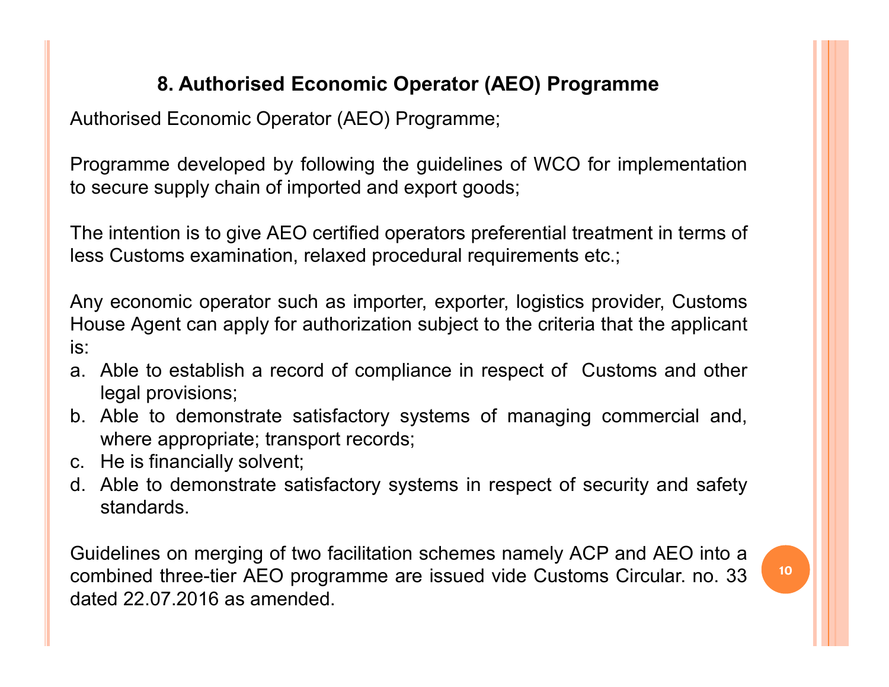## 8. Authorised Economic Operator (AEO) Programme

Authorised Economic Operator (AEO) Programme;

Programme developed by following the guidelines of WCO for implementation to secure supply chain of imported and export goods;

The intention is to give AEO certified operators preferential treatment in terms of less Customs examination, relaxed procedural requirements etc.;

Any economic operator such as importer, exporter, logistics provider, Customs House Agent can apply for authorization subject to the criteria that the applicant is:

a. Able to establish a record of compliance in respect of Customs and other legal provisions;
b. Able to demonstrate satisfactory systems of managing commercial and, where appropriate; transport records;
c. He is financially solvent;
d. Able to demonstrate satisfactory systems in respect of security and safety standards.

Guidelines on merging of two facilitation schemes namely ACP and AEO into a combined three-tier AEO programme are issued vide Customs Circular. no. 33 dated 22.07.2016 as amended.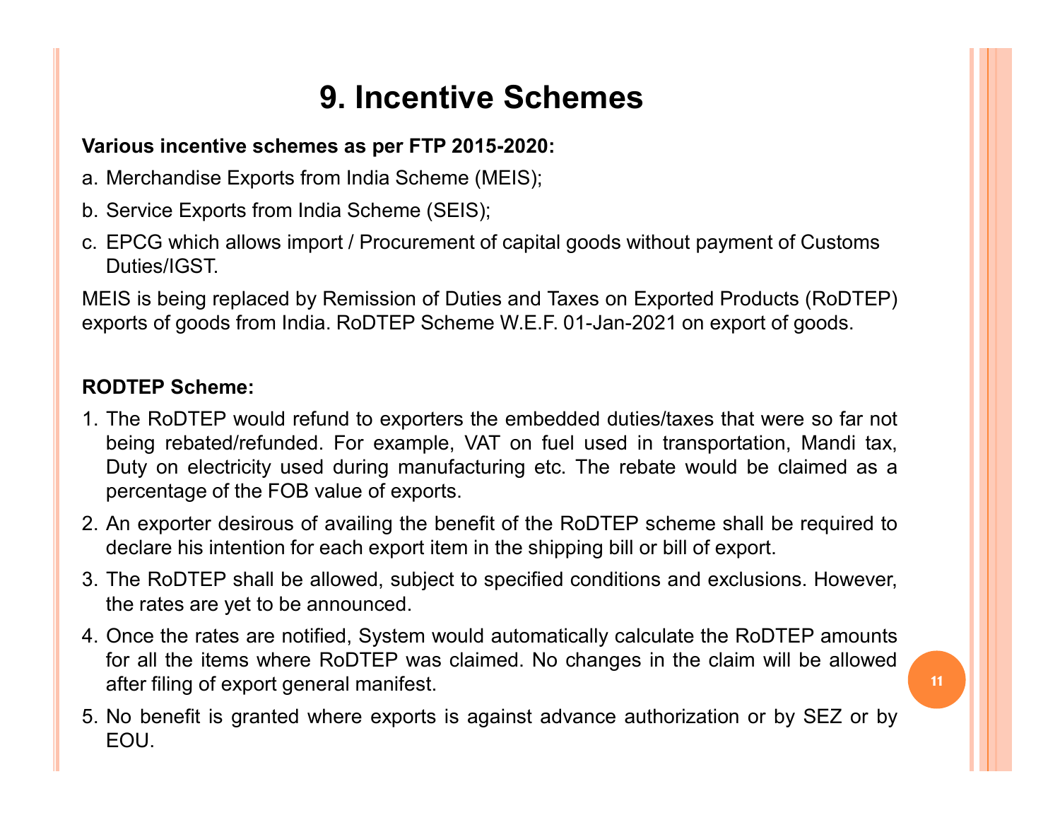# 9. Incentive Schemes

**Various incentive schemes as per FTP 2015-2020:**

a. Merchandise Exports from India Scheme (MEIS);

b. Service Exports from India Scheme (SEIS);

c. EPCG which allows import / Procurement of capital goods without payment of Customs Duties/IGST.

MEIS is being replaced by Remission of Duties and Taxes on Exported Products (RoDTEP) exports of goods from India. RoDTEP Scheme W.E.F. 01-Jan-2021 on export of goods.

**RODTEP Scheme:**

1. The RoDTEP would refund to exporters the embedded duties/taxes that were so far not being rebated/refunded. For example, VAT on fuel used in transportation, Mandi tax, Duty on electricity used during manufacturing etc. The rebate would be claimed as a percentage of the FOB value of exports.
2. An exporter desirous of availing the benefit of the RoDTEP scheme shall be required to declare his intention for each export item in the shipping bill or bill of export.
3. The RoDTEP shall be allowed, subject to specified conditions and exclusions. However, the rates are yet to be announced.
4. Once the rates are notified, System would automatically calculate the RoDTEP amounts for all the items where RoDTEP was claimed. No changes in the claim will be allowed after filing of export general manifest.
5. No benefit is granted where exports is against advance authorization or by SEZ or by EOU.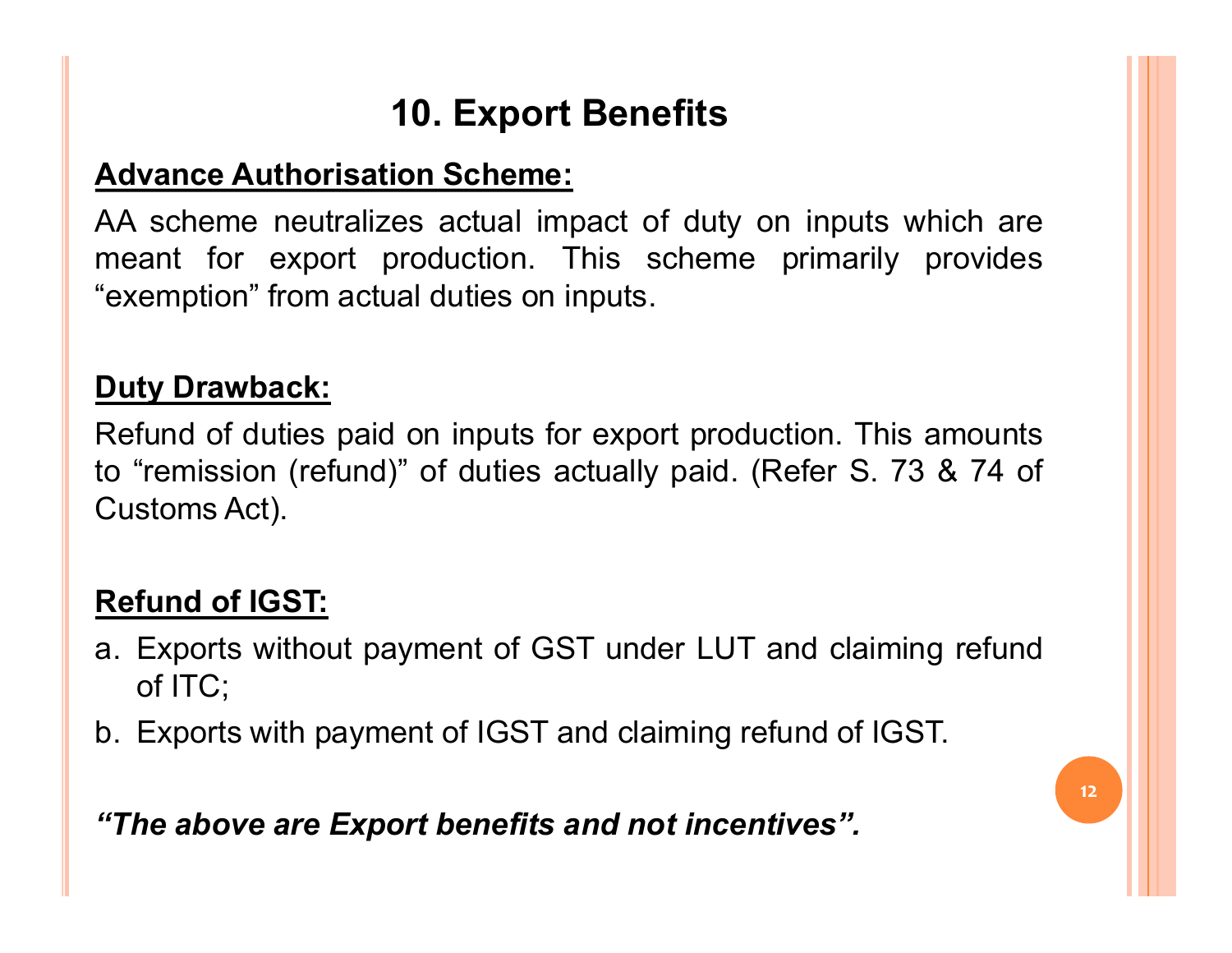# 10. Export Benefits

**Advance Authorisation Scheme:**

AA scheme neutralizes actual impact of duty on inputs which are meant for export production. This scheme primarily provides "exemption" from actual duties on inputs.

**Duty Drawback:**

Refund of duties paid on inputs for export production. This amounts to "remission (refund)" of duties actually paid. (Refer S. 73 & 74 of Customs Act).

**Refund of IGST:**

a. Exports without payment of GST under LUT and claiming refund of ITC;
b. Exports with payment of IGST and claiming refund of IGST.

***"The above are Export benefits and not incentives".***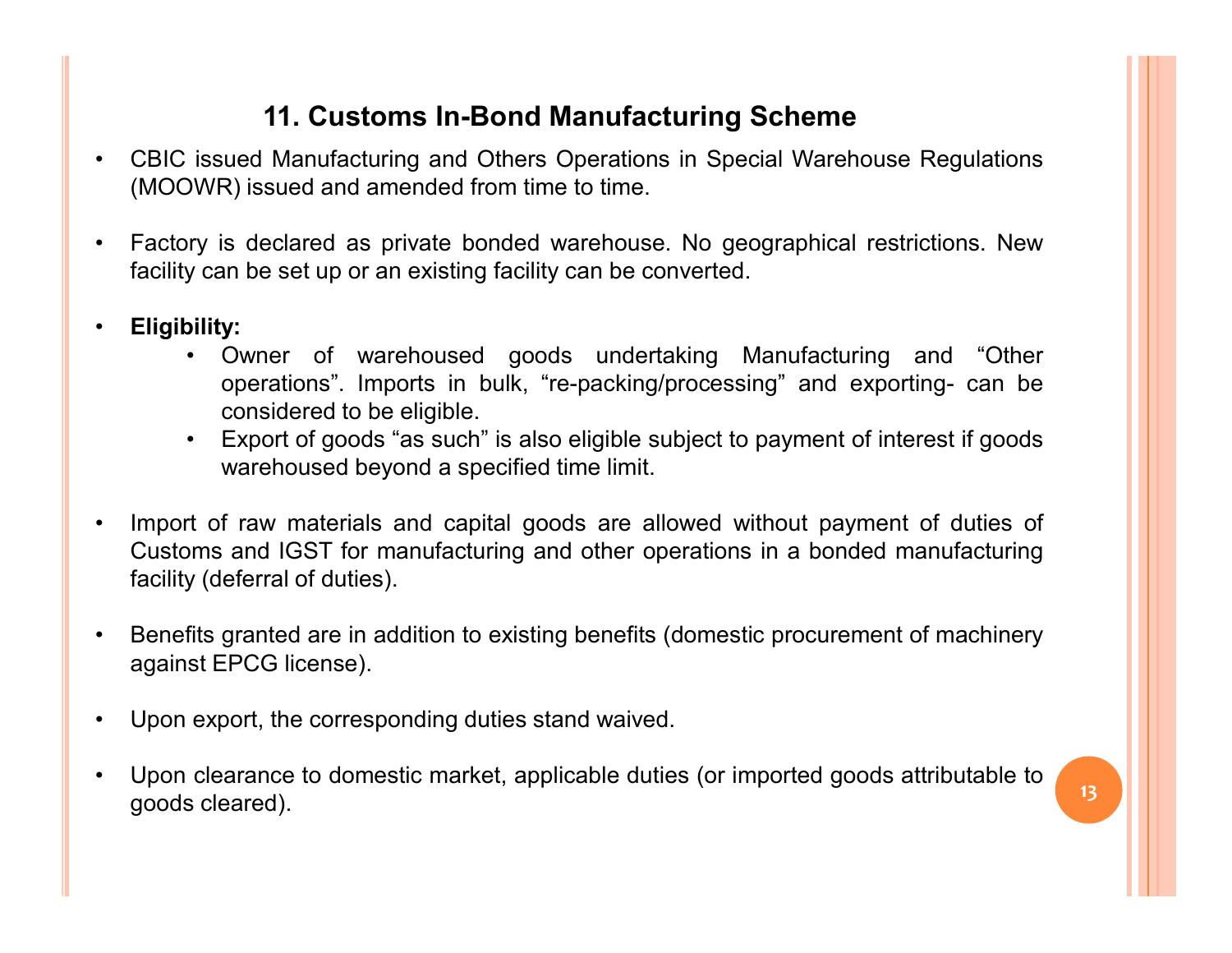## 11. Customs In-Bond Manufacturing Scheme

- CBIC issued Manufacturing and Others Operations in Special Warehouse Regulations (MOOWR) issued and amended from time to time.

- Factory is declared as private bonded warehouse. No geographical restrictions. New facility can be set up or an existing facility can be converted.

- **Eligibility:**
  - Owner of warehoused goods undertaking Manufacturing and "Other operations". Imports in bulk, "re-packing/processing" and exporting- can be considered to be eligible.
  - Export of goods "as such" is also eligible subject to payment of interest if goods warehoused beyond a specified time limit.

- Import of raw materials and capital goods are allowed without payment of duties of Customs and IGST for manufacturing and other operations in a bonded manufacturing facility (deferral of duties).

- Benefits granted are in addition to existing benefits (domestic procurement of machinery against EPCG license).

- Upon export, the corresponding duties stand waived.

- Upon clearance to domestic market, applicable duties (or imported goods attributable to goods cleared).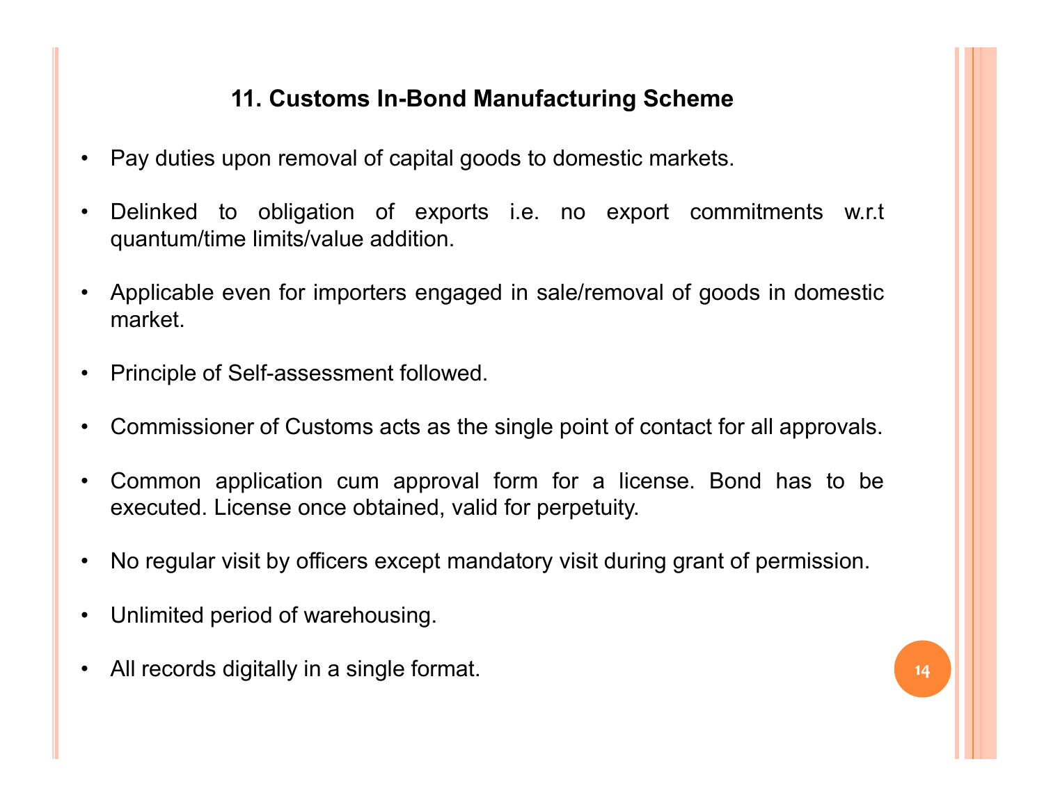## 11. Customs In-Bond Manufacturing Scheme

- Pay duties upon removal of capital goods to domestic markets.
- Delinked to obligation of exports i.e. no export commitments w.r.t quantum/time limits/value addition.
- Applicable even for importers engaged in sale/removal of goods in domestic market.
- Principle of Self-assessment followed.
- Commissioner of Customs acts as the single point of contact for all approvals.
- Common application cum approval form for a license. Bond has to be executed. License once obtained, valid for perpetuity.
- No regular visit by officers except mandatory visit during grant of permission.
- Unlimited period of warehousing.
- All records digitally in a single format.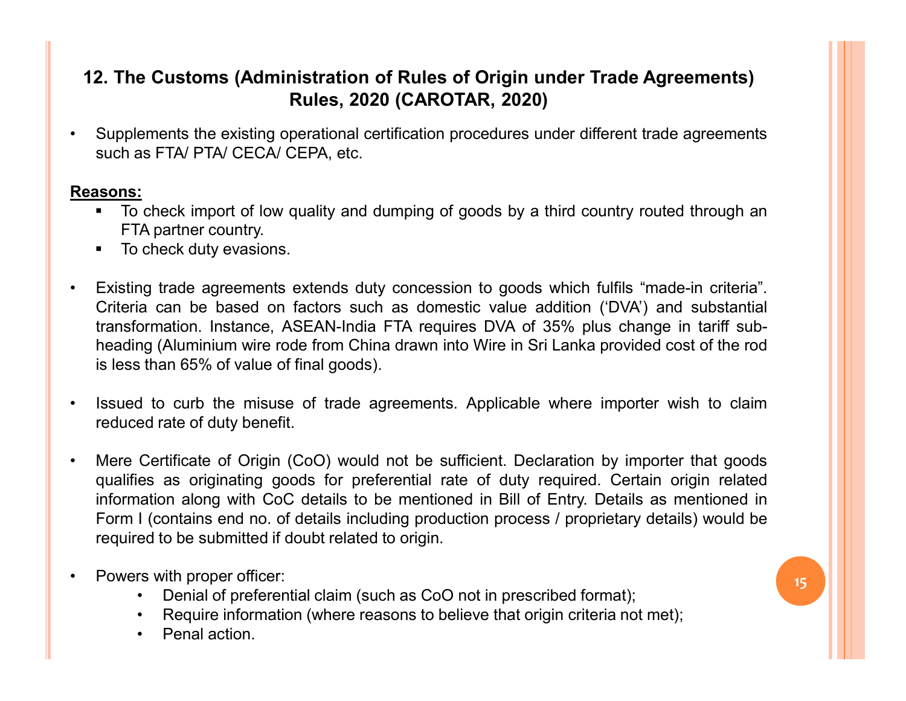## 12. The Customs (Administration of Rules of Origin under Trade Agreements) Rules, 2020 (CAROTAR, 2020)

- Supplements the existing operational certification procedures under different trade agreements such as FTA/ PTA/ CECA/ CEPA, etc.

**Reasons:**

- To check import of low quality and dumping of goods by a third country routed through an FTA partner country.
- To check duty evasions.

- Existing trade agreements extends duty concession to goods which fulfils "made-in criteria". Criteria can be based on factors such as domestic value addition ('DVA') and substantial transformation. Instance, ASEAN-India FTA requires DVA of 35% plus change in tariff sub-heading (Aluminium wire rode from China drawn into Wire in Sri Lanka provided cost of the rod is less than 65% of value of final goods).

- Issued to curb the misuse of trade agreements. Applicable where importer wish to claim reduced rate of duty benefit.

- Mere Certificate of Origin (CoO) would not be sufficient. Declaration by importer that goods qualifies as originating goods for preferential rate of duty required. Certain origin related information along with CoC details to be mentioned in Bill of Entry. Details as mentioned in Form I (contains end no. of details including production process / proprietary details) would be required to be submitted if doubt related to origin.

- Powers with proper officer:
  - Denial of preferential claim (such as CoO not in prescribed format);
  - Require information (where reasons to believe that origin criteria not met);
  - Penal action.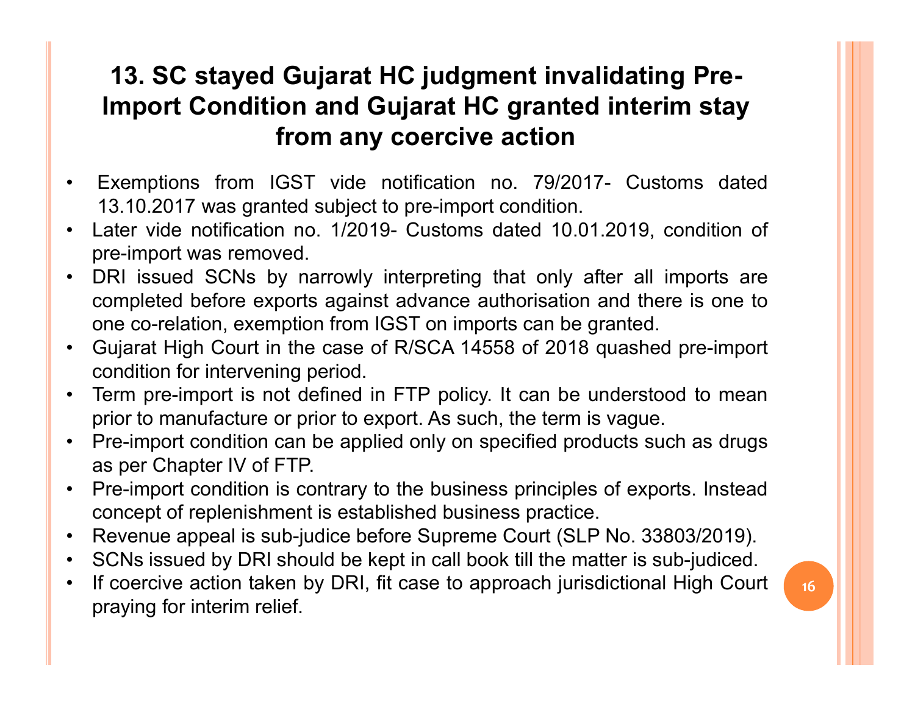## 13. SC stayed Gujarat HC judgment invalidating Pre-Import Condition and Gujarat HC granted interim stay from any coercive action

- Exemptions from IGST vide notification no. 79/2017- Customs dated 13.10.2017 was granted subject to pre-import condition.
- Later vide notification no. 1/2019- Customs dated 10.01.2019, condition of pre-import was removed.
- DRI issued SCNs by narrowly interpreting that only after all imports are completed before exports against advance authorisation and there is one to one co-relation, exemption from IGST on imports can be granted.
- Gujarat High Court in the case of R/SCA 14558 of 2018 quashed pre-import condition for intervening period.
- Term pre-import is not defined in FTP policy. It can be understood to mean prior to manufacture or prior to export. As such, the term is vague.
- Pre-import condition can be applied only on specified products such as drugs as per Chapter IV of FTP.
- Pre-import condition is contrary to the business principles of exports. Instead concept of replenishment is established business practice.
- Revenue appeal is sub-judice before Supreme Court (SLP No. 33803/2019).
- SCNs issued by DRI should be kept in call book till the matter is sub-judiced.
- If coercive action taken by DRI, fit case to approach jurisdictional High Court praying for interim relief.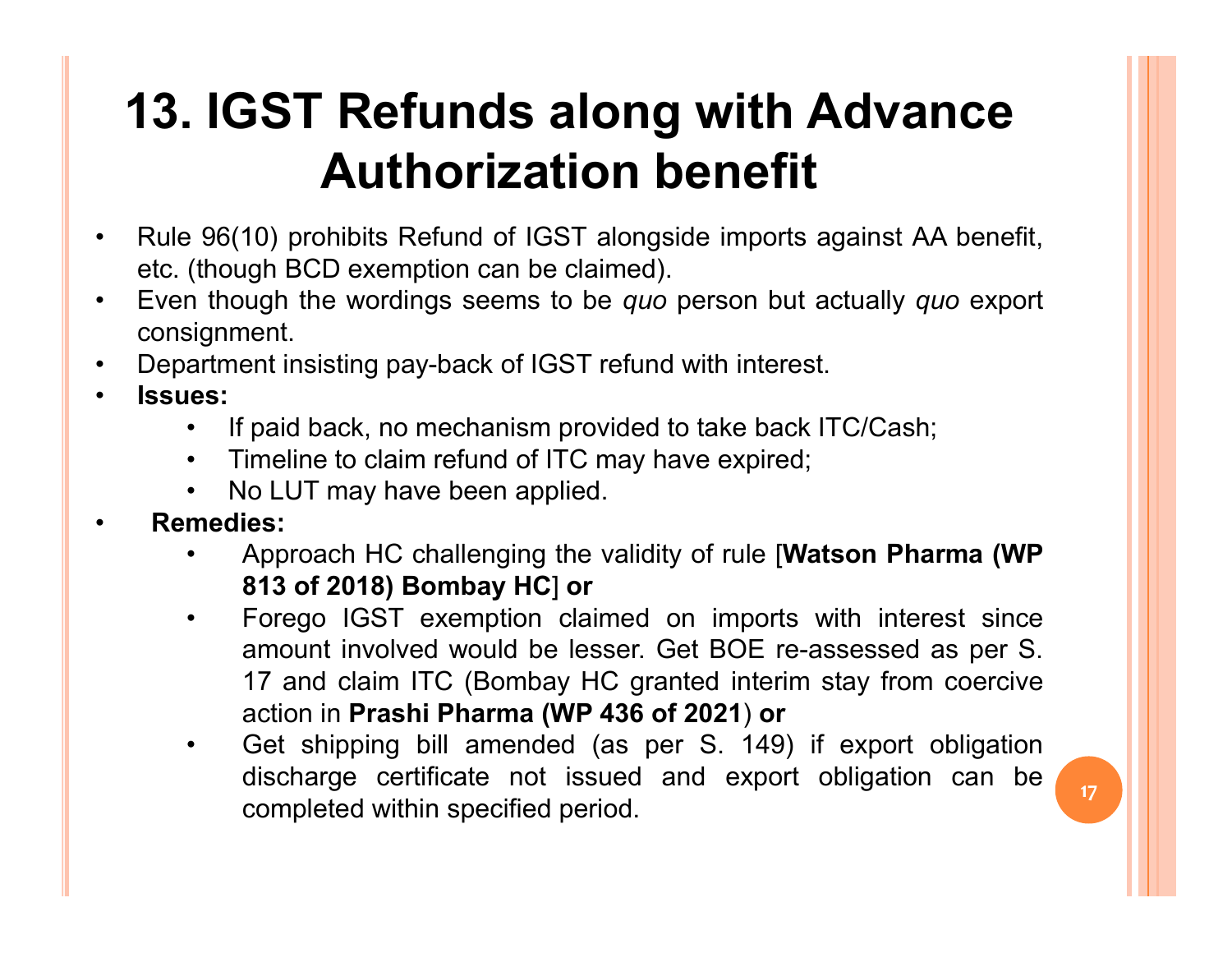# 13. IGST Refunds along with Advance Authorization benefit

- Rule 96(10) prohibits Refund of IGST alongside imports against AA benefit, etc. (though BCD exemption can be claimed).
- Even though the wordings seems to be *quo* person but actually *quo* export consignment.
- Department insisting pay-back of IGST refund with interest.
- **Issues:**
  - If paid back, no mechanism provided to take back ITC/Cash;
  - Timeline to claim refund of ITC may have expired;
  - No LUT may have been applied.
- **Remedies:**
  - Approach HC challenging the validity of rule [**Watson Pharma (WP 813 of 2018) Bombay HC**] **or**
  - Forego IGST exemption claimed on imports with interest since amount involved would be lesser. Get BOE re-assessed as per S. 17 and claim ITC (Bombay HC granted interim stay from coercive action in **Prashi Pharma (WP 436 of 2021**) **or**
  - Get shipping bill amended (as per S. 149) if export obligation discharge certificate not issued and export obligation can be completed within specified period.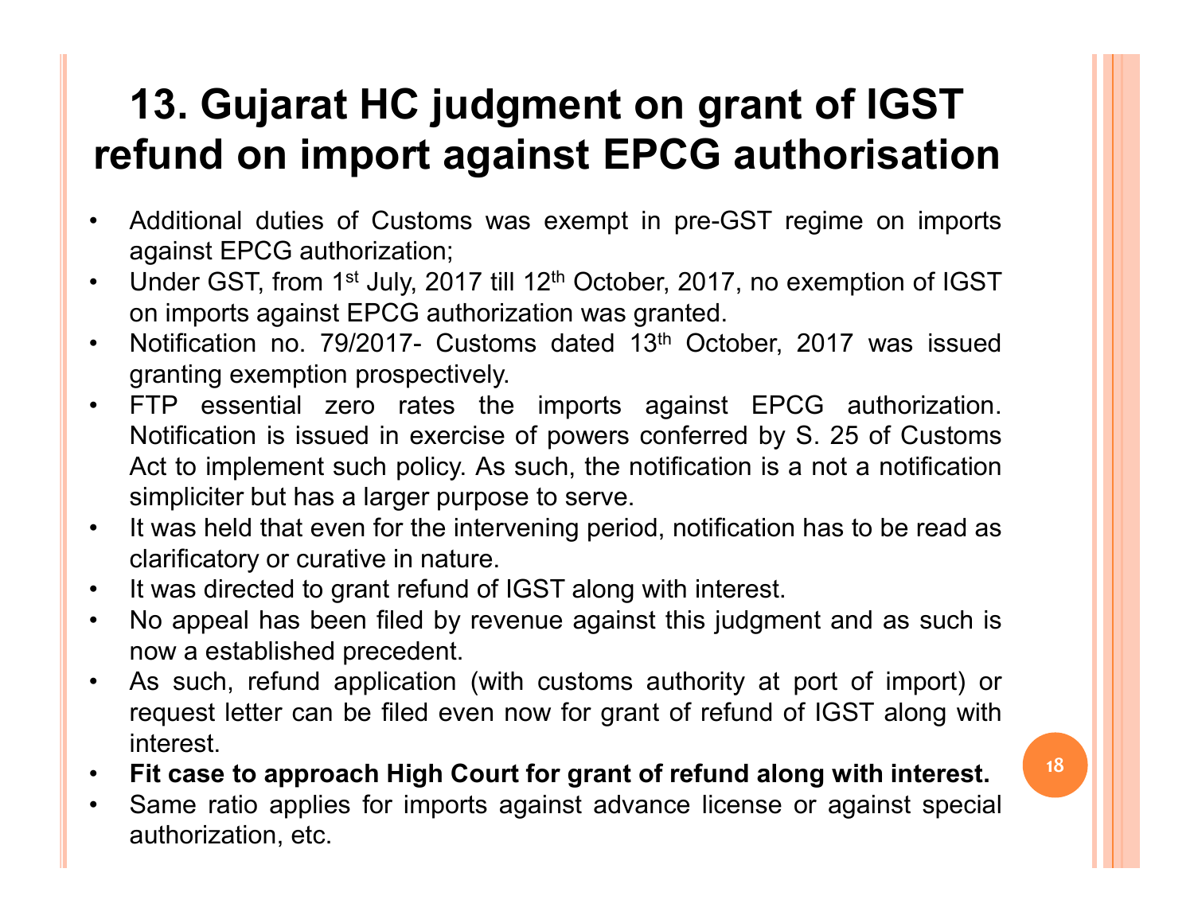# 13. Gujarat HC judgment on grant of IGST refund on import against EPCG authorisation

- Additional duties of Customs was exempt in pre-GST regime on imports against EPCG authorization;
- Under GST, from 1st July, 2017 till 12th October, 2017, no exemption of IGST on imports against EPCG authorization was granted.
- Notification no. 79/2017- Customs dated 13th October, 2017 was issued granting exemption prospectively.
- FTP essential zero rates the imports against EPCG authorization. Notification is issued in exercise of powers conferred by S. 25 of Customs Act to implement such policy. As such, the notification is a not a notification simpliciter but has a larger purpose to serve.
- It was held that even for the intervening period, notification has to be read as clarificatory or curative in nature.
- It was directed to grant refund of IGST along with interest.
- No appeal has been filed by revenue against this judgment and as such is now a established precedent.
- As such, refund application (with customs authority at port of import) or request letter can be filed even now for grant of refund of IGST along with interest.
- **Fit case to approach High Court for grant of refund along with interest.**
- Same ratio applies for imports against advance license or against special authorization, etc.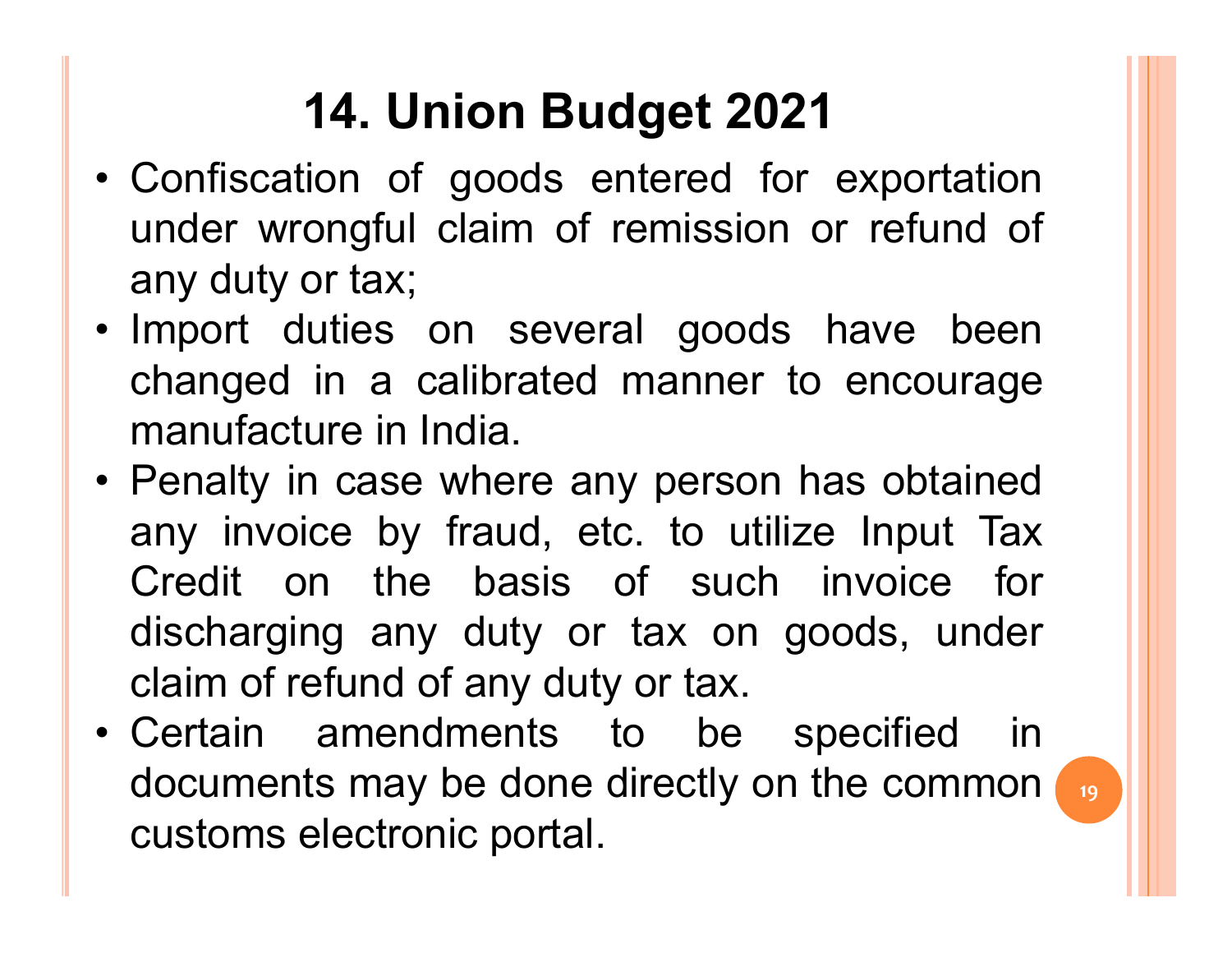# 14. Union Budget 2021

- Confiscation of goods entered for exportation under wrongful claim of remission or refund of any duty or tax;
- Import duties on several goods have been changed in a calibrated manner to encourage manufacture in India.
- Penalty in case where any person has obtained any invoice by fraud, etc. to utilize Input Tax Credit on the basis of such invoice for discharging any duty or tax on goods, under claim of refund of any duty or tax.
- Certain amendments to be specified in documents may be done directly on the common customs electronic portal.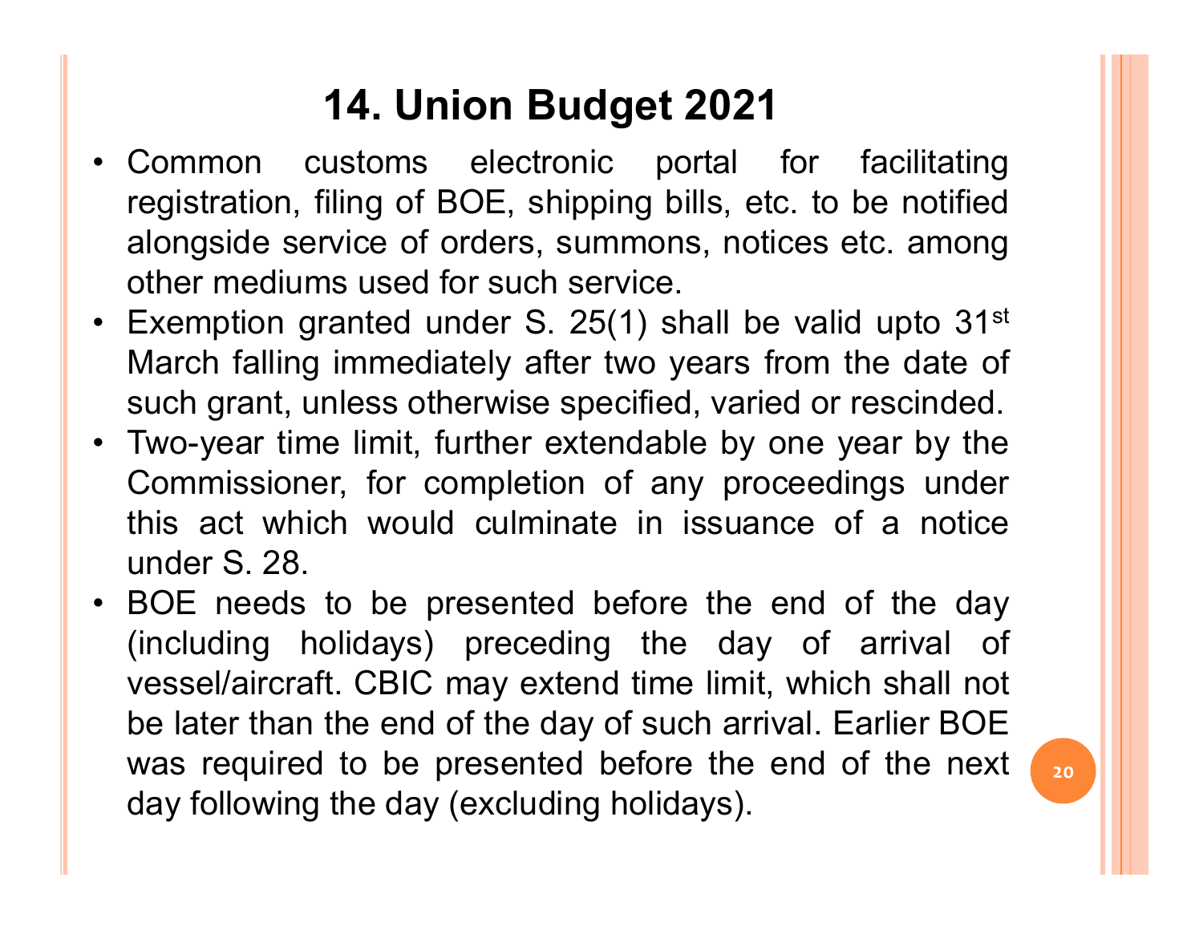# 14. Union Budget 2021

- Common customs electronic portal for facilitating registration, filing of BOE, shipping bills, etc. to be notified alongside service of orders, summons, notices etc. among other mediums used for such service.
- Exemption granted under S. 25(1) shall be valid upto 31st March falling immediately after two years from the date of such grant, unless otherwise specified, varied or rescinded.
- Two-year time limit, further extendable by one year by the Commissioner, for completion of any proceedings under this act which would culminate in issuance of a notice under S. 28.
- BOE needs to be presented before the end of the day (including holidays) preceding the day of arrival of vessel/aircraft. CBIC may extend time limit, which shall not be later than the end of the day of such arrival. Earlier BOE was required to be presented before the end of the next day following the day (excluding holidays).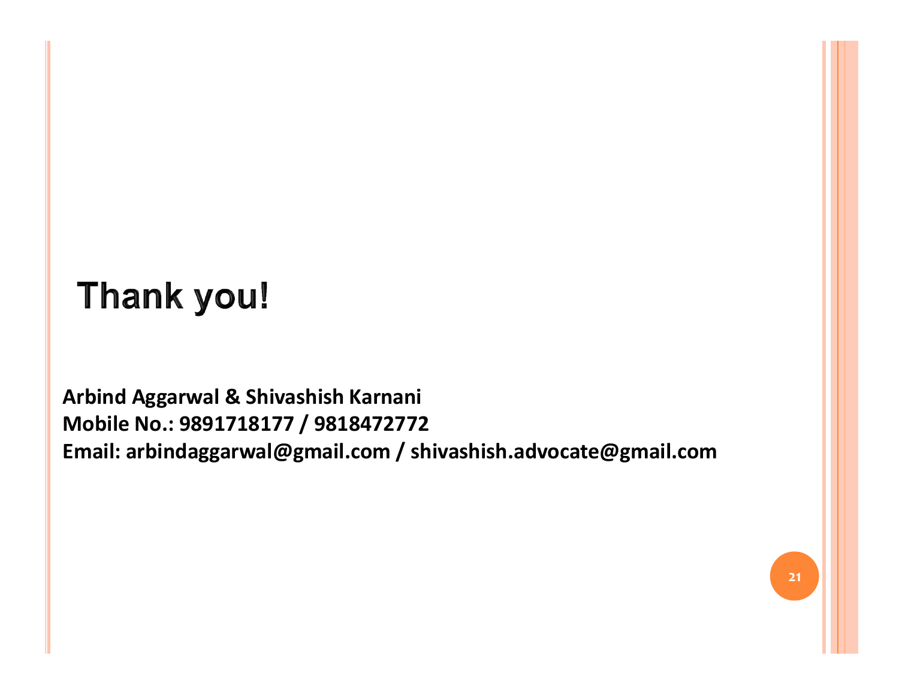# Thank you!

**Arbind Aggarwal & Shivashish Karnani**
**Mobile No.: 9891718177 / 9818472772**
**Email: arbindaggarwal@gmail.com / shivashish.advocate@gmail.com**